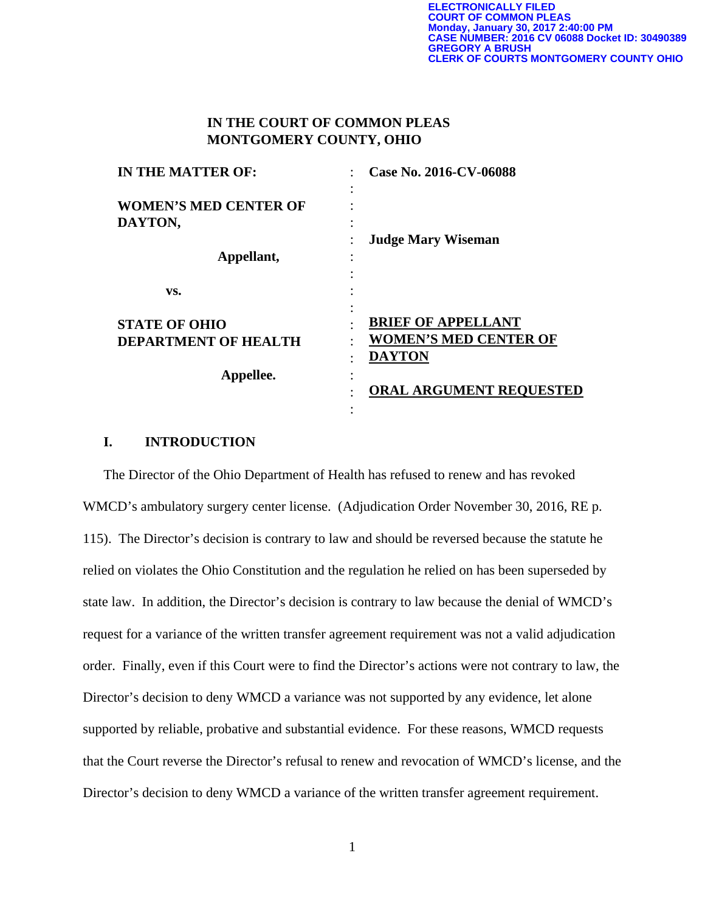ELECTRONICALLY FILED
COURT OF COMMON PLEAS
Monday, January 30, 2017 2:40:00 PM
CASE NUMBER: 2016 CV 06088 Docket ID: 30490389
GREGORY A BRUSH
CLERK OF COURTS MONTGOMERY COUNTY OHIO

**IN THE COURT OF COMMON PLEAS**
**MONTGOMERY COUNTY, OHIO**

| | | |
|---|---|---|
| **IN THE MATTER OF:** | : | **Case No. 2016-CV-06088** |
| | : | |
| **WOMEN'S MED CENTER OF DAYTON,** | : | |
| | : | **Judge Mary Wiseman** |
| **Appellant,** | : | |
| | : | |
| **vs.** | : | |
| | : | |
| **STATE OF OHIO DEPARTMENT OF HEALTH** | : | **BRIEF OF APPELLANT WOMEN'S MED CENTER OF DAYTON** |
| **Appellee.** | : | |
| | : | **ORAL ARGUMENT REQUESTED** |
| | : | |

## I. INTRODUCTION

The Director of the Ohio Department of Health has refused to renew and has revoked WMCD's ambulatory surgery center license. (Adjudication Order November 30, 2016, RE p. 115). The Director's decision is contrary to law and should be reversed because the statute he relied on violates the Ohio Constitution and the regulation he relied on has been superseded by state law. In addition, the Director's decision is contrary to law because the denial of WMCD's request for a variance of the written transfer agreement requirement was not a valid adjudication order. Finally, even if this Court were to find the Director's actions were not contrary to law, the Director's decision to deny WMCD a variance was not supported by any evidence, let alone supported by reliable, probative and substantial evidence. For these reasons, WMCD requests that the Court reverse the Director's refusal to renew and revocation of WMCD's license, and the Director's decision to deny WMCD a variance of the written transfer agreement requirement.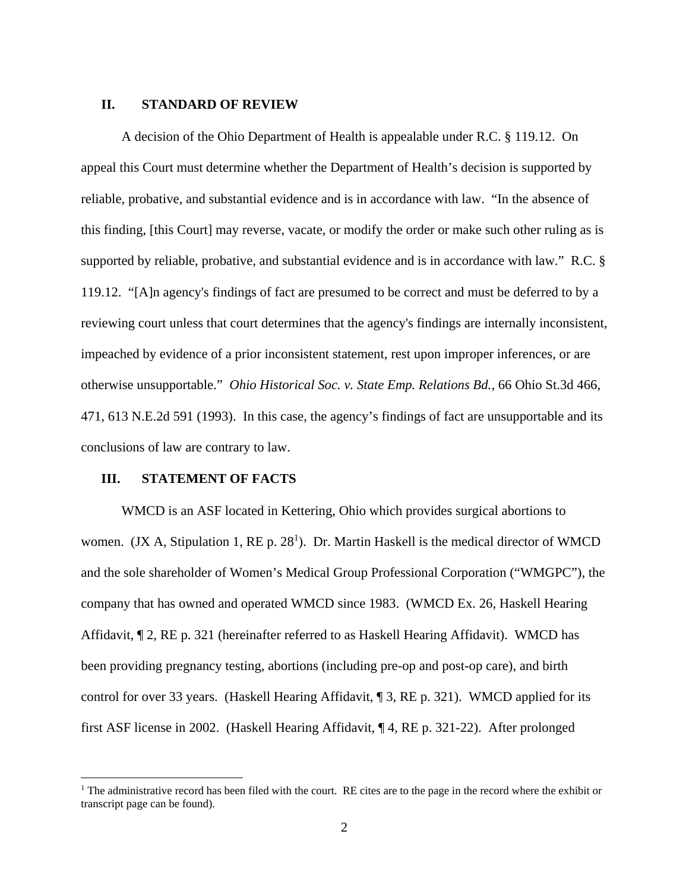## II. STANDARD OF REVIEW

A decision of the Ohio Department of Health is appealable under R.C. § 119.12. On appeal this Court must determine whether the Department of Health's decision is supported by reliable, probative, and substantial evidence and is in accordance with law. "In the absence of this finding, [this Court] may reverse, vacate, or modify the order or make such other ruling as is supported by reliable, probative, and substantial evidence and is in accordance with law." R.C. § 119.12. "[A]n agency's findings of fact are presumed to be correct and must be deferred to by a reviewing court unless that court determines that the agency's findings are internally inconsistent, impeached by evidence of a prior inconsistent statement, rest upon improper inferences, or are otherwise unsupportable." *Ohio Historical Soc. v. State Emp. Relations Bd.*, 66 Ohio St.3d 466, 471, 613 N.E.2d 591 (1993). In this case, the agency's findings of fact are unsupportable and its conclusions of law are contrary to law.

## III. STATEMENT OF FACTS

WMCD is an ASF located in Kettering, Ohio which provides surgical abortions to women. (JX A, Stipulation 1, RE p. 28[1]). Dr. Martin Haskell is the medical director of WMCD and the sole shareholder of Women's Medical Group Professional Corporation ("WMGPC"), the company that has owned and operated WMCD since 1983. (WMCD Ex. 26, Haskell Hearing Affidavit, ¶ 2, RE p. 321 (hereinafter referred to as Haskell Hearing Affidavit). WMCD has been providing pregnancy testing, abortions (including pre-op and post-op care), and birth control for over 33 years. (Haskell Hearing Affidavit, ¶ 3, RE p. 321). WMCD applied for its first ASF license in 2002. (Haskell Hearing Affidavit, ¶ 4, RE p. 321-22). After prolonged

[1] The administrative record has been filed with the court. RE cites are to the page in the record where the exhibit or transcript page can be found).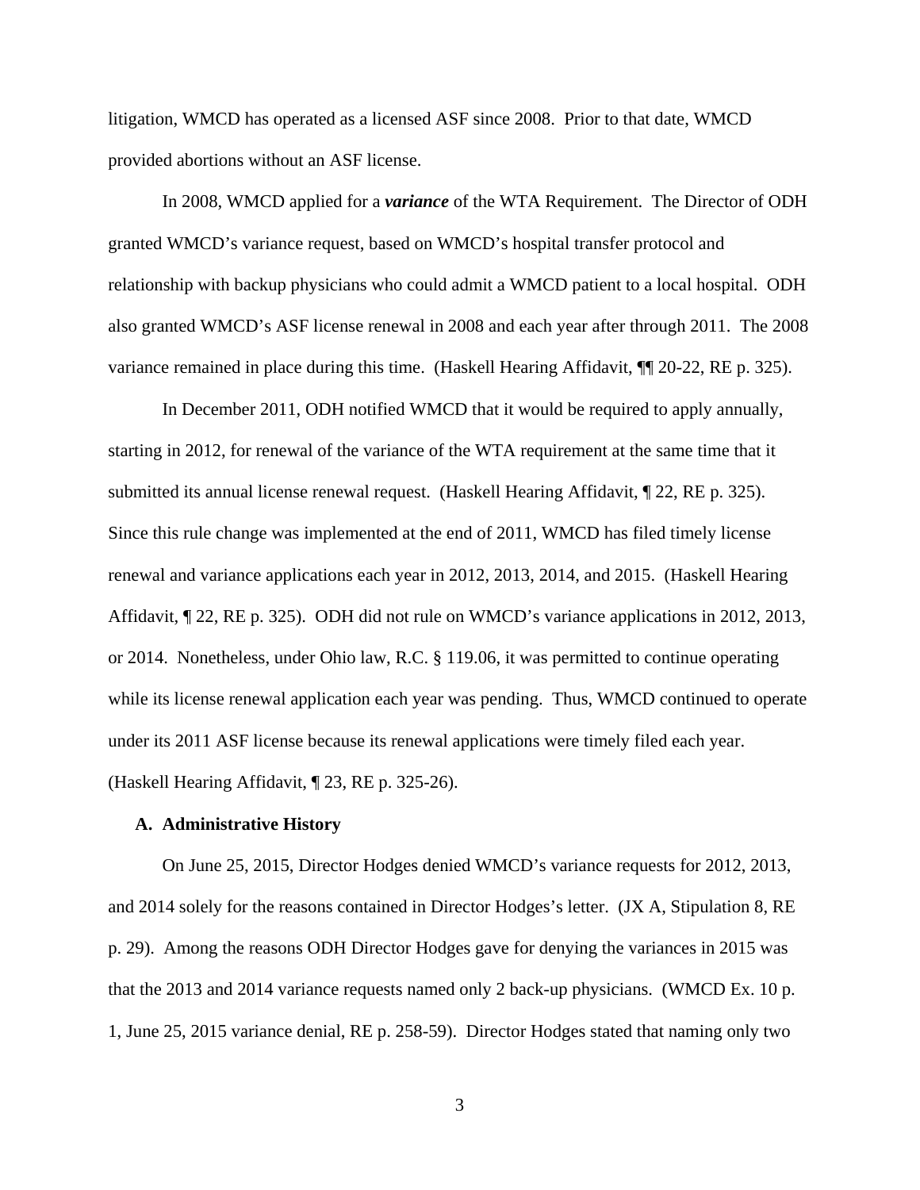litigation, WMCD has operated as a licensed ASF since 2008. Prior to that date, WMCD provided abortions without an ASF license.

In 2008, WMCD applied for a ***variance*** of the WTA Requirement. The Director of ODH granted WMCD's variance request, based on WMCD's hospital transfer protocol and relationship with backup physicians who could admit a WMCD patient to a local hospital. ODH also granted WMCD's ASF license renewal in 2008 and each year after through 2011. The 2008 variance remained in place during this time. (Haskell Hearing Affidavit, ¶¶ 20-22, RE p. 325).

In December 2011, ODH notified WMCD that it would be required to apply annually, starting in 2012, for renewal of the variance of the WTA requirement at the same time that it submitted its annual license renewal request. (Haskell Hearing Affidavit, ¶ 22, RE p. 325). Since this rule change was implemented at the end of 2011, WMCD has filed timely license renewal and variance applications each year in 2012, 2013, 2014, and 2015. (Haskell Hearing Affidavit, ¶ 22, RE p. 325). ODH did not rule on WMCD's variance applications in 2012, 2013, or 2014. Nonetheless, under Ohio law, R.C. § 119.06, it was permitted to continue operating while its license renewal application each year was pending. Thus, WMCD continued to operate under its 2011 ASF license because its renewal applications were timely filed each year. (Haskell Hearing Affidavit, ¶ 23, RE p. 325-26).

### A. Administrative History

On June 25, 2015, Director Hodges denied WMCD's variance requests for 2012, 2013, and 2014 solely for the reasons contained in Director Hodges's letter. (JX A, Stipulation 8, RE p. 29). Among the reasons ODH Director Hodges gave for denying the variances in 2015 was that the 2013 and 2014 variance requests named only 2 back-up physicians. (WMCD Ex. 10 p. 1, June 25, 2015 variance denial, RE p. 258-59). Director Hodges stated that naming only two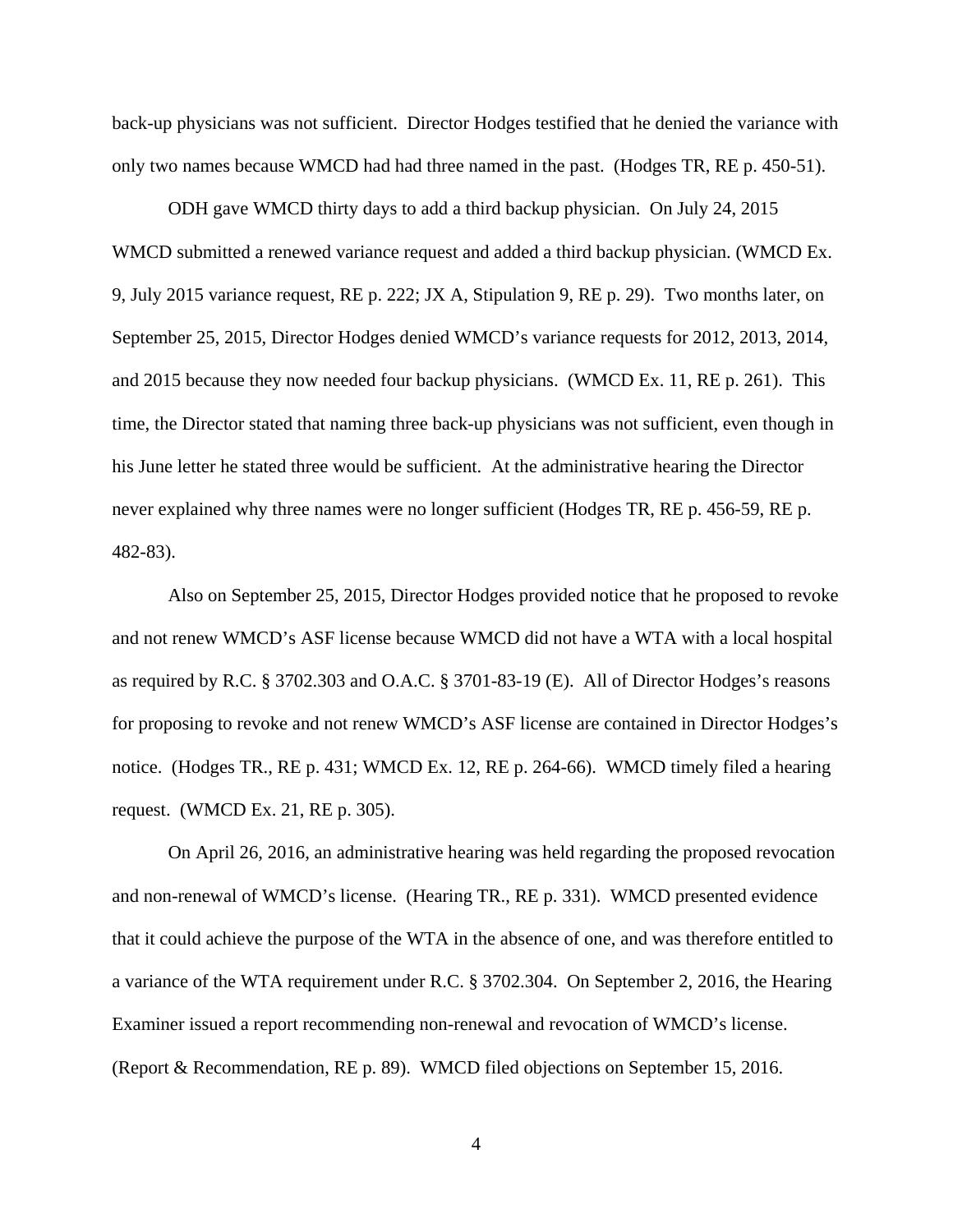back-up physicians was not sufficient. Director Hodges testified that he denied the variance with only two names because WMCD had had three named in the past. (Hodges TR, RE p. 450-51).

ODH gave WMCD thirty days to add a third backup physician. On July 24, 2015 WMCD submitted a renewed variance request and added a third backup physician. (WMCD Ex. 9, July 2015 variance request, RE p. 222; JX A, Stipulation 9, RE p. 29). Two months later, on September 25, 2015, Director Hodges denied WMCD's variance requests for 2012, 2013, 2014, and 2015 because they now needed four backup physicians. (WMCD Ex. 11, RE p. 261). This time, the Director stated that naming three back-up physicians was not sufficient, even though in his June letter he stated three would be sufficient. At the administrative hearing the Director never explained why three names were no longer sufficient (Hodges TR, RE p. 456-59, RE p. 482-83).

Also on September 25, 2015, Director Hodges provided notice that he proposed to revoke and not renew WMCD's ASF license because WMCD did not have a WTA with a local hospital as required by R.C. § 3702.303 and O.A.C. § 3701-83-19 (E). All of Director Hodges's reasons for proposing to revoke and not renew WMCD's ASF license are contained in Director Hodges's notice. (Hodges TR., RE p. 431; WMCD Ex. 12, RE p. 264-66). WMCD timely filed a hearing request. (WMCD Ex. 21, RE p. 305).

On April 26, 2016, an administrative hearing was held regarding the proposed revocation and non-renewal of WMCD's license. (Hearing TR., RE p. 331). WMCD presented evidence that it could achieve the purpose of the WTA in the absence of one, and was therefore entitled to a variance of the WTA requirement under R.C. § 3702.304. On September 2, 2016, the Hearing Examiner issued a report recommending non-renewal and revocation of WMCD's license. (Report & Recommendation, RE p. 89). WMCD filed objections on September 15, 2016.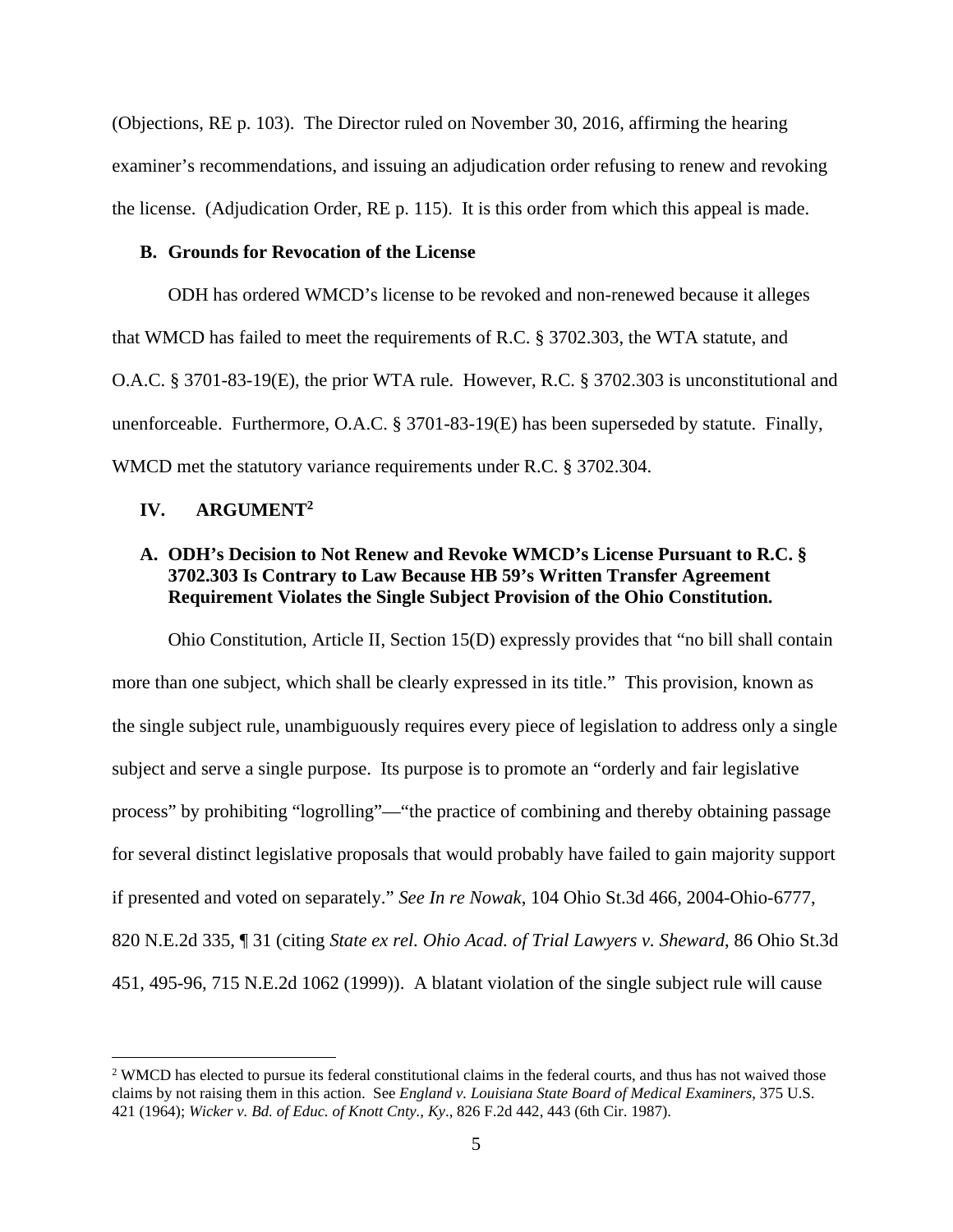(Objections, RE p. 103). The Director ruled on November 30, 2016, affirming the hearing examiner's recommendations, and issuing an adjudication order refusing to renew and revoking the license. (Adjudication Order, RE p. 115). It is this order from which this appeal is made.

### B. Grounds for Revocation of the License

ODH has ordered WMCD's license to be revoked and non-renewed because it alleges that WMCD has failed to meet the requirements of R.C. § 3702.303, the WTA statute, and O.A.C. § 3701-83-19(E), the prior WTA rule. However, R.C. § 3702.303 is unconstitutional and unenforceable. Furthermore, O.A.C. § 3701-83-19(E) has been superseded by statute. Finally, WMCD met the statutory variance requirements under R.C. § 3702.304.

## IV. ARGUMENT[2]

### A. ODH's Decision to Not Renew and Revoke WMCD's License Pursuant to R.C. § 3702.303 Is Contrary to Law Because HB 59's Written Transfer Agreement Requirement Violates the Single Subject Provision of the Ohio Constitution.

Ohio Constitution, Article II, Section 15(D) expressly provides that "no bill shall contain more than one subject, which shall be clearly expressed in its title." This provision, known as the single subject rule, unambiguously requires every piece of legislation to address only a single subject and serve a single purpose. Its purpose is to promote an "orderly and fair legislative process" by prohibiting "logrolling"—"the practice of combining and thereby obtaining passage for several distinct legislative proposals that would probably have failed to gain majority support if presented and voted on separately." *See In re Nowak*, 104 Ohio St.3d 466, 2004-Ohio-6777, 820 N.E.2d 335, ¶ 31 (citing *State ex rel. Ohio Acad. of Trial Lawyers v. Sheward*, 86 Ohio St.3d 451, 495-96, 715 N.E.2d 1062 (1999)). A blatant violation of the single subject rule will cause

---

[2] WMCD has elected to pursue its federal constitutional claims in the federal courts, and thus has not waived those claims by not raising them in this action. See *England v. Louisiana State Board of Medical Examiners*, 375 U.S. 421 (1964); *Wicker v. Bd. of Educ. of Knott Cnty., Ky*., 826 F.2d 442, 443 (6th Cir. 1987).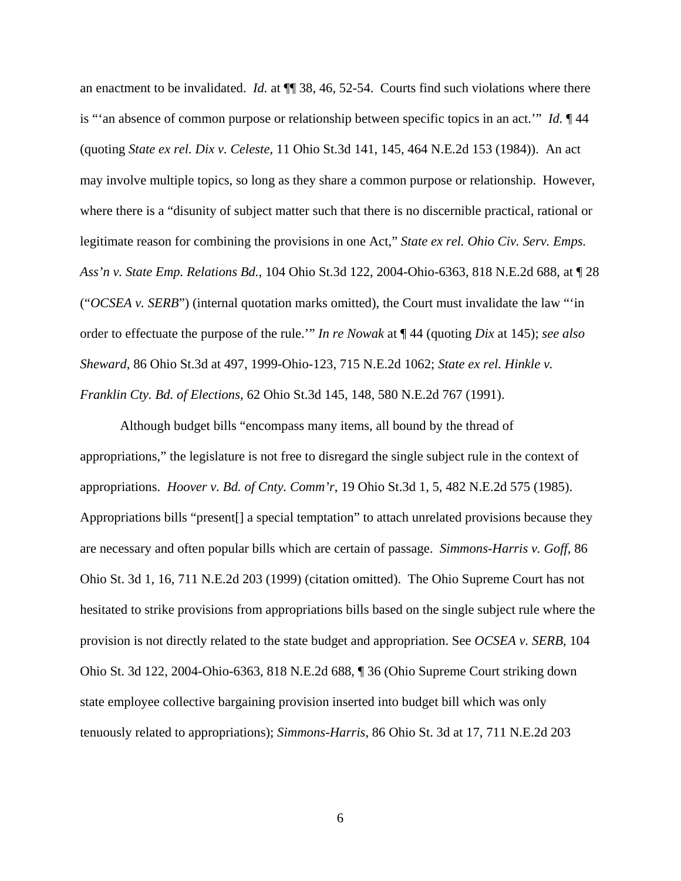an enactment to be invalidated. *Id.* at ¶¶ 38, 46, 52-54. Courts find such violations where there is "'an absence of common purpose or relationship between specific topics in an act.'" *Id.* ¶ 44 (quoting *State ex rel. Dix v. Celeste*, 11 Ohio St.3d 141, 145, 464 N.E.2d 153 (1984)). An act may involve multiple topics, so long as they share a common purpose or relationship. However, where there is a "disunity of subject matter such that there is no discernible practical, rational or legitimate reason for combining the provisions in one Act," *State ex rel. Ohio Civ. Serv. Emps. Ass'n v. State Emp. Relations Bd.*, 104 Ohio St.3d 122, 2004-Ohio-6363, 818 N.E.2d 688, at ¶ 28 ("*OCSEA v. SERB*") (internal quotation marks omitted), the Court must invalidate the law "'in order to effectuate the purpose of the rule.'" *In re Nowak* at ¶ 44 (quoting *Dix* at 145); *see also Sheward*, 86 Ohio St.3d at 497, 1999-Ohio-123, 715 N.E.2d 1062; *State ex rel. Hinkle v. Franklin Cty. Bd. of Elections*, 62 Ohio St.3d 145, 148, 580 N.E.2d 767 (1991).

Although budget bills "encompass many items, all bound by the thread of appropriations," the legislature is not free to disregard the single subject rule in the context of appropriations. *Hoover v. Bd. of Cnty. Comm'r*, 19 Ohio St.3d 1, 5, 482 N.E.2d 575 (1985). Appropriations bills "present[] a special temptation" to attach unrelated provisions because they are necessary and often popular bills which are certain of passage. *Simmons-Harris v. Goff*, 86 Ohio St. 3d 1, 16, 711 N.E.2d 203 (1999) (citation omitted). The Ohio Supreme Court has not hesitated to strike provisions from appropriations bills based on the single subject rule where the provision is not directly related to the state budget and appropriation. See *OCSEA v. SERB*, 104 Ohio St. 3d 122, 2004-Ohio-6363, 818 N.E.2d 688, ¶ 36 (Ohio Supreme Court striking down state employee collective bargaining provision inserted into budget bill which was only tenuously related to appropriations); *Simmons-Harris*, 86 Ohio St. 3d at 17, 711 N.E.2d 203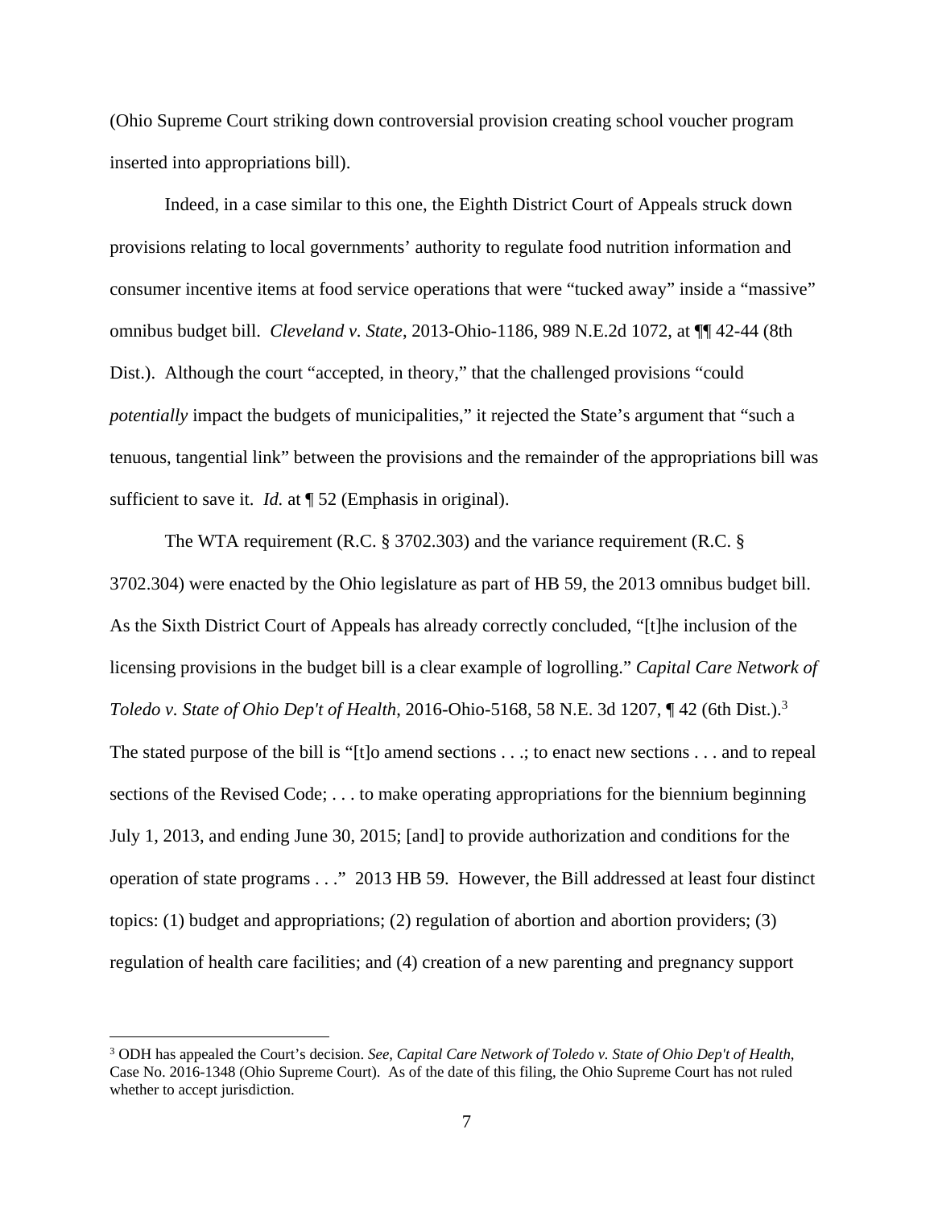(Ohio Supreme Court striking down controversial provision creating school voucher program inserted into appropriations bill).

Indeed, in a case similar to this one, the Eighth District Court of Appeals struck down provisions relating to local governments' authority to regulate food nutrition information and consumer incentive items at food service operations that were "tucked away" inside a "massive" omnibus budget bill. *Cleveland v. State*, 2013-Ohio-1186, 989 N.E.2d 1072, at ¶¶ 42-44 (8th Dist.). Although the court "accepted, in theory," that the challenged provisions "could *potentially* impact the budgets of municipalities," it rejected the State's argument that "such a tenuous, tangential link" between the provisions and the remainder of the appropriations bill was sufficient to save it. *Id.* at ¶ 52 (Emphasis in original).

The WTA requirement (R.C. § 3702.303) and the variance requirement (R.C. § 3702.304) were enacted by the Ohio legislature as part of HB 59, the 2013 omnibus budget bill. As the Sixth District Court of Appeals has already correctly concluded, "[t]he inclusion of the licensing provisions in the budget bill is a clear example of logrolling." *Capital Care Network of Toledo v. State of Ohio Dep't of Health*, 2016-Ohio-5168, 58 N.E. 3d 1207, ¶ 42 (6th Dist.).[3] The stated purpose of the bill is "[t]o amend sections . . .; to enact new sections . . . and to repeal sections of the Revised Code; . . . to make operating appropriations for the biennium beginning July 1, 2013, and ending June 30, 2015; [and] to provide authorization and conditions for the operation of state programs . . ." 2013 HB 59. However, the Bill addressed at least four distinct topics: (1) budget and appropriations; (2) regulation of abortion and abortion providers; (3) regulation of health care facilities; and (4) creation of a new parenting and pregnancy support

---

[3] ODH has appealed the Court's decision. *See, Capital Care Network of Toledo v. State of Ohio Dep't of Health*, Case No. 2016-1348 (Ohio Supreme Court). As of the date of this filing, the Ohio Supreme Court has not ruled whether to accept jurisdiction.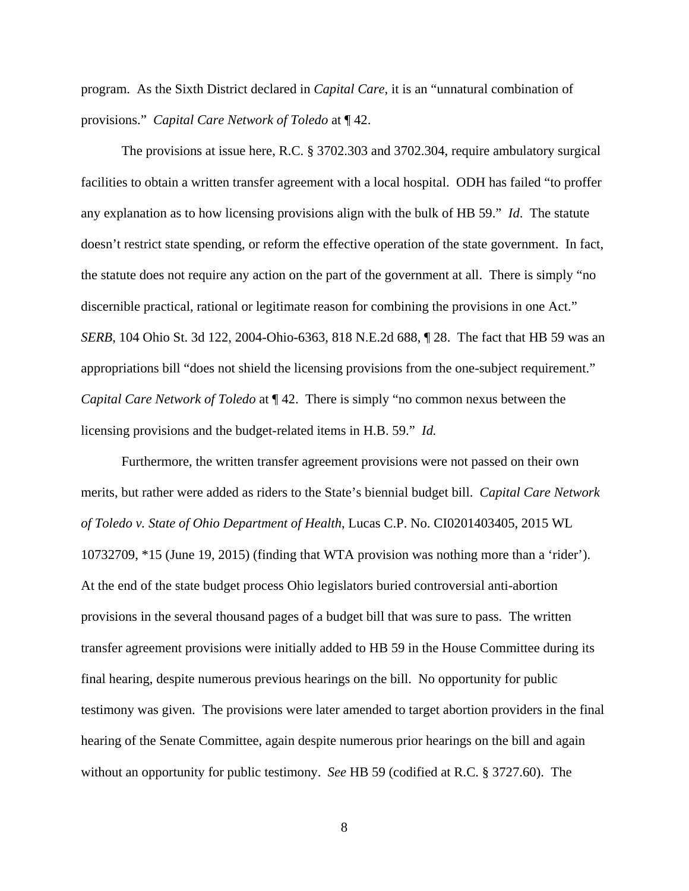program. As the Sixth District declared in *Capital Care*, it is an "unnatural combination of provisions." *Capital Care Network of Toledo* at ¶ 42.

The provisions at issue here, R.C. § 3702.303 and 3702.304, require ambulatory surgical facilities to obtain a written transfer agreement with a local hospital. ODH has failed "to proffer any explanation as to how licensing provisions align with the bulk of HB 59." *Id*. The statute doesn't restrict state spending, or reform the effective operation of the state government. In fact, the statute does not require any action on the part of the government at all. There is simply "no discernible practical, rational or legitimate reason for combining the provisions in one Act." *SERB*, 104 Ohio St. 3d 122, 2004-Ohio-6363, 818 N.E.2d 688, ¶ 28. The fact that HB 59 was an appropriations bill "does not shield the licensing provisions from the one-subject requirement." *Capital Care Network of Toledo* at ¶ 42. There is simply "no common nexus between the licensing provisions and the budget-related items in H.B. 59." *Id.*

Furthermore, the written transfer agreement provisions were not passed on their own merits, but rather were added as riders to the State's biennial budget bill. *Capital Care Network of Toledo v. State of Ohio Department of Health*, Lucas C.P. No. CI0201403405, 2015 WL 10732709, *15 (June 19, 2015) (finding that WTA provision was nothing more than a 'rider'). At the end of the state budget process Ohio legislators buried controversial anti-abortion provisions in the several thousand pages of a budget bill that was sure to pass. The written transfer agreement provisions were initially added to HB 59 in the House Committee during its final hearing, despite numerous previous hearings on the bill. No opportunity for public testimony was given. The provisions were later amended to target abortion providers in the final hearing of the Senate Committee, again despite numerous prior hearings on the bill and again without an opportunity for public testimony. *See* HB 59 (codified at R.C. § 3727.60). The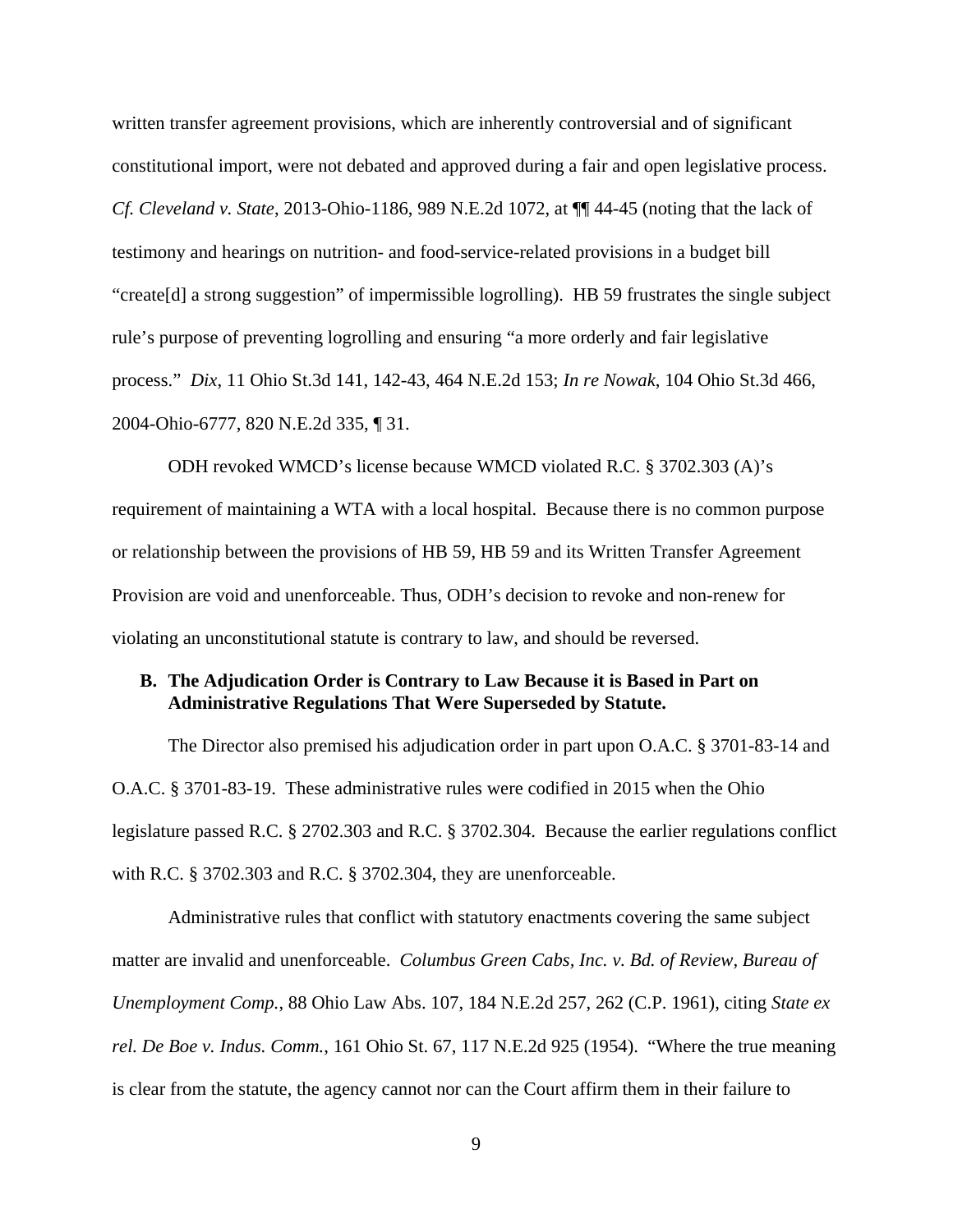written transfer agreement provisions, which are inherently controversial and of significant constitutional import, were not debated and approved during a fair and open legislative process. *Cf. Cleveland v. State*, 2013-Ohio-1186, 989 N.E.2d 1072, at ¶¶ 44-45 (noting that the lack of testimony and hearings on nutrition- and food-service-related provisions in a budget bill "create[d] a strong suggestion" of impermissible logrolling). HB 59 frustrates the single subject rule's purpose of preventing logrolling and ensuring "a more orderly and fair legislative process." *Dix*, 11 Ohio St.3d 141, 142-43, 464 N.E.2d 153; *In re Nowak*, 104 Ohio St.3d 466, 2004-Ohio-6777, 820 N.E.2d 335, ¶ 31.

ODH revoked WMCD's license because WMCD violated R.C. § 3702.303 (A)'s requirement of maintaining a WTA with a local hospital. Because there is no common purpose or relationship between the provisions of HB 59, HB 59 and its Written Transfer Agreement Provision are void and unenforceable. Thus, ODH's decision to revoke and non-renew for violating an unconstitutional statute is contrary to law, and should be reversed.

**B. The Adjudication Order is Contrary to Law Because it is Based in Part on Administrative Regulations That Were Superseded by Statute.**

The Director also premised his adjudication order in part upon O.A.C. § 3701-83-14 and O.A.C. § 3701-83-19. These administrative rules were codified in 2015 when the Ohio legislature passed R.C. § 2702.303 and R.C. § 3702.304. Because the earlier regulations conflict with R.C. § 3702.303 and R.C. § 3702.304, they are unenforceable.

Administrative rules that conflict with statutory enactments covering the same subject matter are invalid and unenforceable. *Columbus Green Cabs, Inc. v. Bd. of Review, Bureau of Unemployment Comp.*, 88 Ohio Law Abs. 107, 184 N.E.2d 257, 262 (C.P. 1961), citing *State ex rel. De Boe v. Indus. Comm.*, 161 Ohio St. 67, 117 N.E.2d 925 (1954). "Where the true meaning is clear from the statute, the agency cannot nor can the Court affirm them in their failure to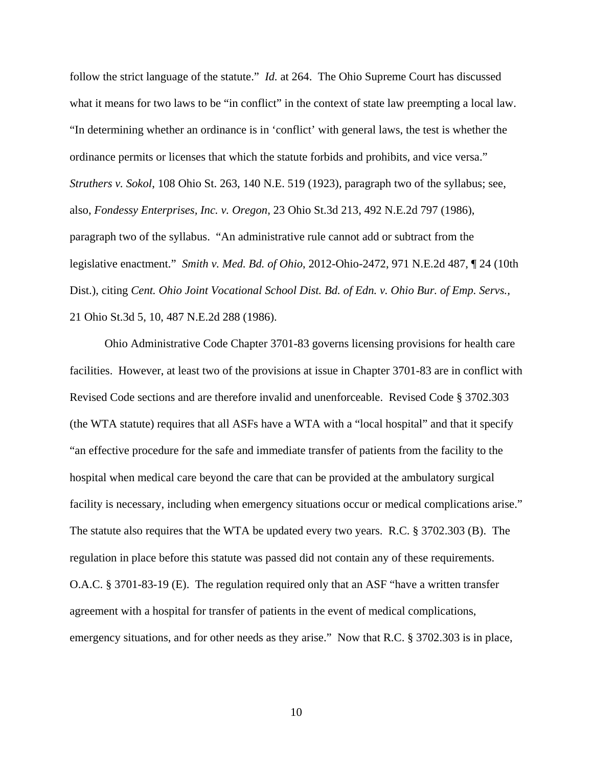follow the strict language of the statute." *Id.* at 264. The Ohio Supreme Court has discussed what it means for two laws to be "in conflict" in the context of state law preempting a local law. "In determining whether an ordinance is in 'conflict' with general laws, the test is whether the ordinance permits or licenses that which the statute forbids and prohibits, and vice versa." *Struthers v. Sokol*, 108 Ohio St. 263, 140 N.E. 519 (1923), paragraph two of the syllabus; see, also, *Fondessy Enterprises, Inc. v. Oregon*, 23 Ohio St.3d 213, 492 N.E.2d 797 (1986), paragraph two of the syllabus. "An administrative rule cannot add or subtract from the legislative enactment." *Smith v. Med. Bd. of Ohio*, 2012-Ohio-2472, 971 N.E.2d 487, ¶ 24 (10th Dist.), citing *Cent. Ohio Joint Vocational School Dist. Bd. of Edn. v. Ohio Bur. of Emp. Servs.*, 21 Ohio St.3d 5, 10, 487 N.E.2d 288 (1986).

Ohio Administrative Code Chapter 3701-83 governs licensing provisions for health care facilities. However, at least two of the provisions at issue in Chapter 3701-83 are in conflict with Revised Code sections and are therefore invalid and unenforceable. Revised Code § 3702.303 (the WTA statute) requires that all ASFs have a WTA with a "local hospital" and that it specify "an effective procedure for the safe and immediate transfer of patients from the facility to the hospital when medical care beyond the care that can be provided at the ambulatory surgical facility is necessary, including when emergency situations occur or medical complications arise." The statute also requires that the WTA be updated every two years. R.C. § 3702.303 (B). The regulation in place before this statute was passed did not contain any of these requirements. O.A.C. § 3701-83-19 (E). The regulation required only that an ASF "have a written transfer agreement with a hospital for transfer of patients in the event of medical complications, emergency situations, and for other needs as they arise." Now that R.C. § 3702.303 is in place,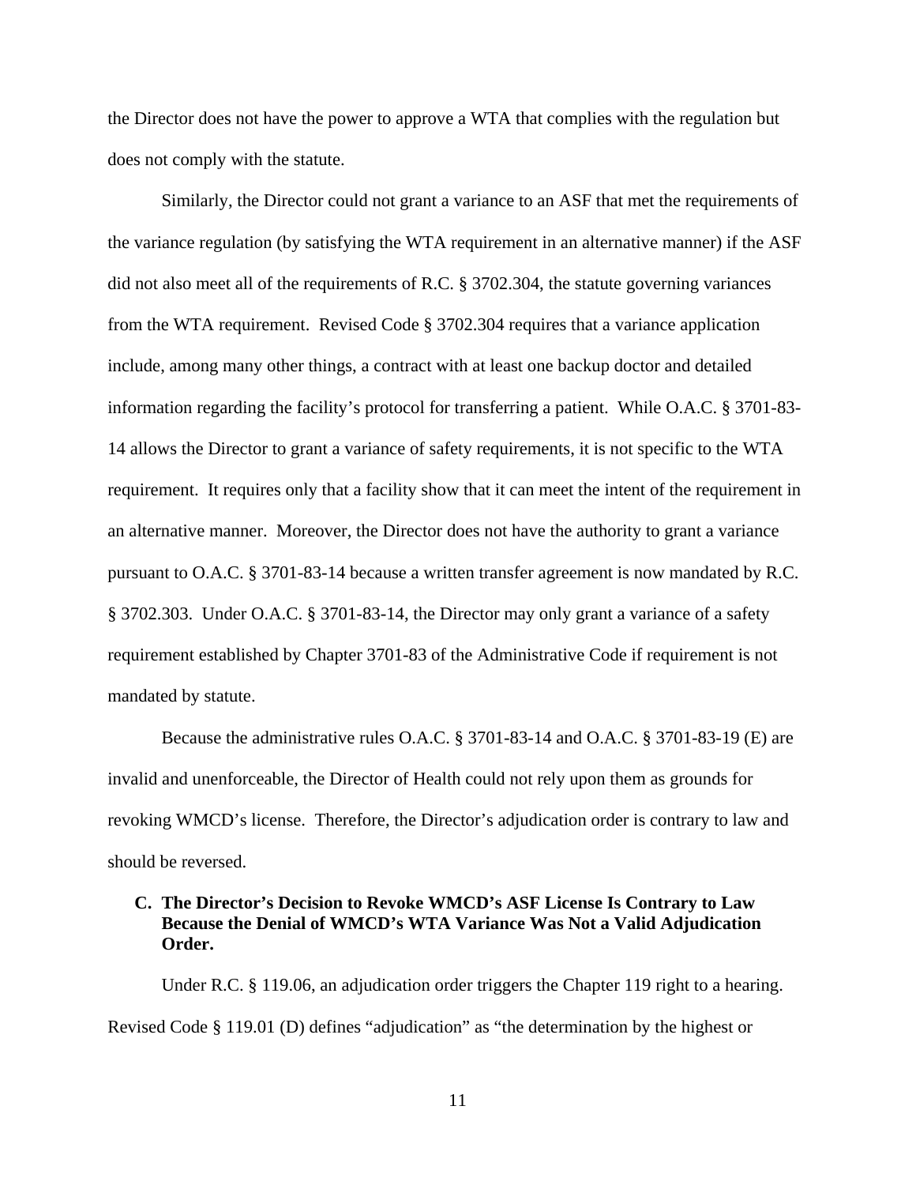the Director does not have the power to approve a WTA that complies with the regulation but does not comply with the statute.

Similarly, the Director could not grant a variance to an ASF that met the requirements of the variance regulation (by satisfying the WTA requirement in an alternative manner) if the ASF did not also meet all of the requirements of R.C. § 3702.304, the statute governing variances from the WTA requirement. Revised Code § 3702.304 requires that a variance application include, among many other things, a contract with at least one backup doctor and detailed information regarding the facility's protocol for transferring a patient. While O.A.C. § 3701-83-14 allows the Director to grant a variance of safety requirements, it is not specific to the WTA requirement. It requires only that a facility show that it can meet the intent of the requirement in an alternative manner. Moreover, the Director does not have the authority to grant a variance pursuant to O.A.C. § 3701-83-14 because a written transfer agreement is now mandated by R.C. § 3702.303. Under O.A.C. § 3701-83-14, the Director may only grant a variance of a safety requirement established by Chapter 3701-83 of the Administrative Code if requirement is not mandated by statute.

Because the administrative rules O.A.C. § 3701-83-14 and O.A.C. § 3701-83-19 (E) are invalid and unenforceable, the Director of Health could not rely upon them as grounds for revoking WMCD's license. Therefore, the Director's adjudication order is contrary to law and should be reversed.

### C. The Director's Decision to Revoke WMCD's ASF License Is Contrary to Law Because the Denial of WMCD's WTA Variance Was Not a Valid Adjudication Order.

Under R.C. § 119.06, an adjudication order triggers the Chapter 119 right to a hearing. Revised Code § 119.01 (D) defines "adjudication" as "the determination by the highest or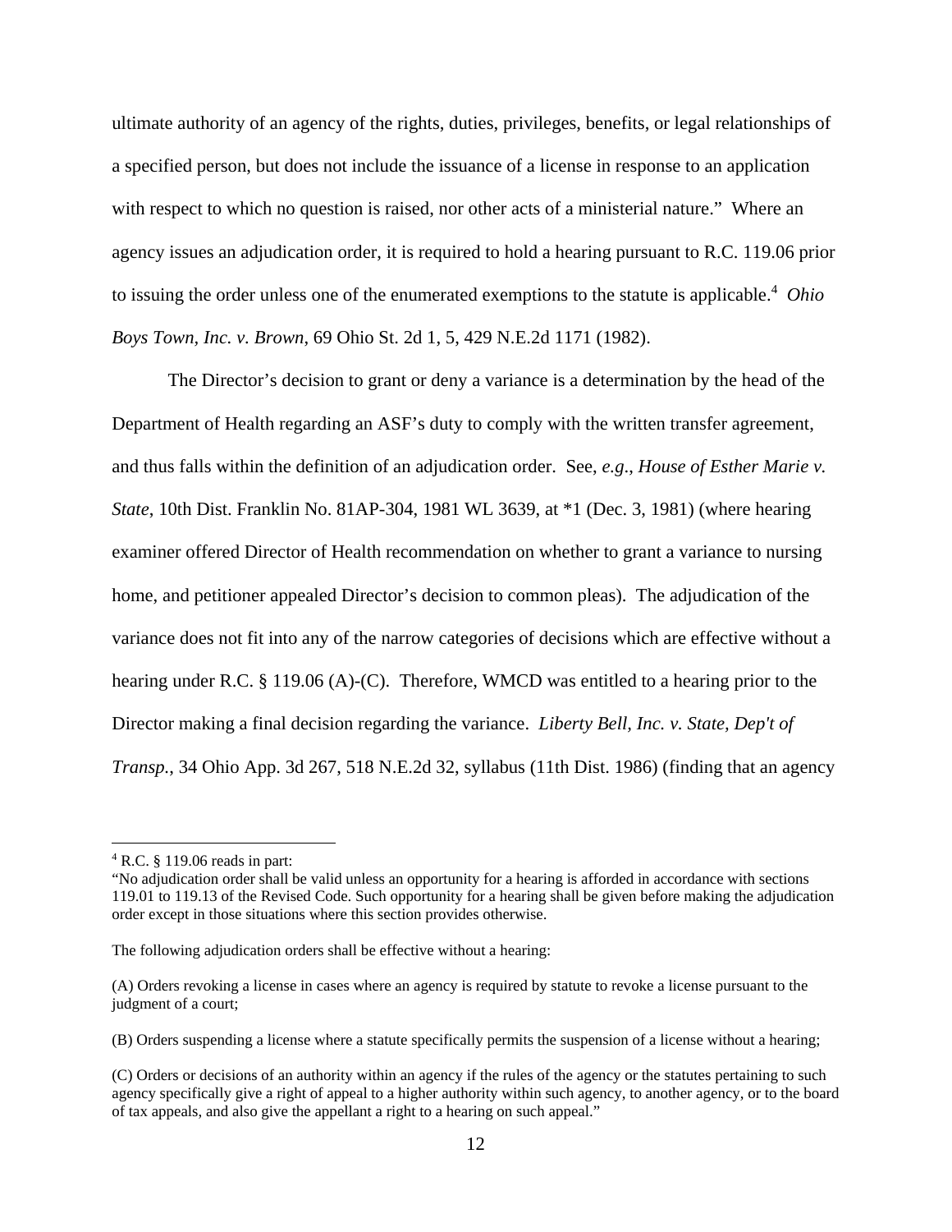ultimate authority of an agency of the rights, duties, privileges, benefits, or legal relationships of a specified person, but does not include the issuance of a license in response to an application with respect to which no question is raised, nor other acts of a ministerial nature." Where an agency issues an adjudication order, it is required to hold a hearing pursuant to R.C. 119.06 prior to issuing the order unless one of the enumerated exemptions to the statute is applicable.[4] *Ohio Boys Town, Inc. v. Brown*, 69 Ohio St. 2d 1, 5, 429 N.E.2d 1171 (1982).

The Director's decision to grant or deny a variance is a determination by the head of the Department of Health regarding an ASF's duty to comply with the written transfer agreement, and thus falls within the definition of an adjudication order. See, *e.g.*, *House of Esther Marie v. State*, 10th Dist. Franklin No. 81AP-304, 1981 WL 3639, at *1 (Dec. 3, 1981) (where hearing examiner offered Director of Health recommendation on whether to grant a variance to nursing home, and petitioner appealed Director's decision to common pleas). The adjudication of the variance does not fit into any of the narrow categories of decisions which are effective without a hearing under R.C. § 119.06 (A)-(C). Therefore, WMCD was entitled to a hearing prior to the Director making a final decision regarding the variance. *Liberty Bell, Inc. v. State, Dep't of Transp.*, 34 Ohio App. 3d 267, 518 N.E.2d 32, syllabus (11th Dist. 1986) (finding that an agency

---

[4] R.C. § 119.06 reads in part:

"No adjudication order shall be valid unless an opportunity for a hearing is afforded in accordance with sections 119.01 to 119.13 of the Revised Code. Such opportunity for a hearing shall be given before making the adjudication order except in those situations where this section provides otherwise.

The following adjudication orders shall be effective without a hearing:

(A) Orders revoking a license in cases where an agency is required by statute to revoke a license pursuant to the judgment of a court;

(B) Orders suspending a license where a statute specifically permits the suspension of a license without a hearing;

(C) Orders or decisions of an authority within an agency if the rules of the agency or the statutes pertaining to such agency specifically give a right of appeal to a higher authority within such agency, to another agency, or to the board of tax appeals, and also give the appellant a right to a hearing on such appeal."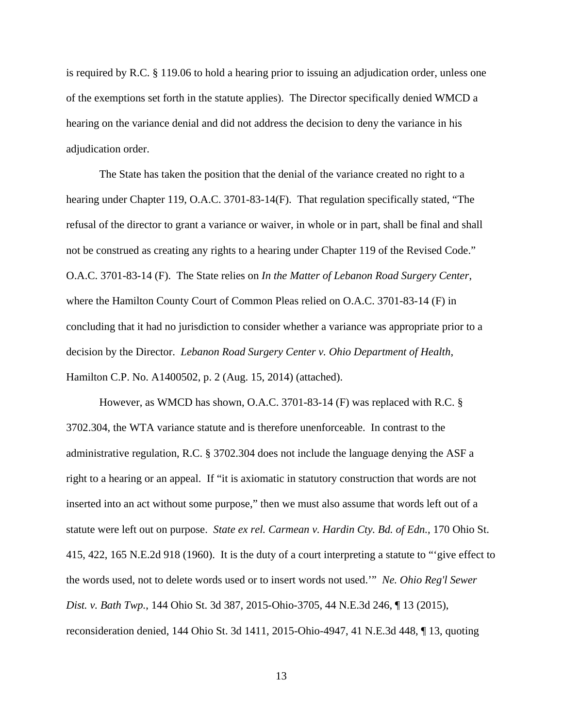is required by R.C. § 119.06 to hold a hearing prior to issuing an adjudication order, unless one of the exemptions set forth in the statute applies). The Director specifically denied WMCD a hearing on the variance denial and did not address the decision to deny the variance in his adjudication order.

The State has taken the position that the denial of the variance created no right to a hearing under Chapter 119, O.A.C. 3701-83-14(F). That regulation specifically stated, "The refusal of the director to grant a variance or waiver, in whole or in part, shall be final and shall not be construed as creating any rights to a hearing under Chapter 119 of the Revised Code." O.A.C. 3701-83-14 (F). The State relies on *In the Matter of Lebanon Road Surgery Center*, where the Hamilton County Court of Common Pleas relied on O.A.C. 3701-83-14 (F) in concluding that it had no jurisdiction to consider whether a variance was appropriate prior to a decision by the Director. *Lebanon Road Surgery Center v. Ohio Department of Health*, Hamilton C.P. No. A1400502, p. 2 (Aug. 15, 2014) (attached).

However, as WMCD has shown, O.A.C. 3701-83-14 (F) was replaced with R.C. § 3702.304, the WTA variance statute and is therefore unenforceable. In contrast to the administrative regulation, R.C. § 3702.304 does not include the language denying the ASF a right to a hearing or an appeal. If "it is axiomatic in statutory construction that words are not inserted into an act without some purpose," then we must also assume that words left out of a statute were left out on purpose. *State ex rel. Carmean v. Hardin Cty. Bd. of Edn.*, 170 Ohio St. 415, 422, 165 N.E.2d 918 (1960). It is the duty of a court interpreting a statute to "'give effect to the words used, not to delete words used or to insert words not used.'" *Ne. Ohio Reg'l Sewer Dist. v. Bath Twp.*, 144 Ohio St. 3d 387, 2015-Ohio-3705, 44 N.E.3d 246, ¶ 13 (2015), reconsideration denied, 144 Ohio St. 3d 1411, 2015-Ohio-4947, 41 N.E.3d 448, ¶ 13, quoting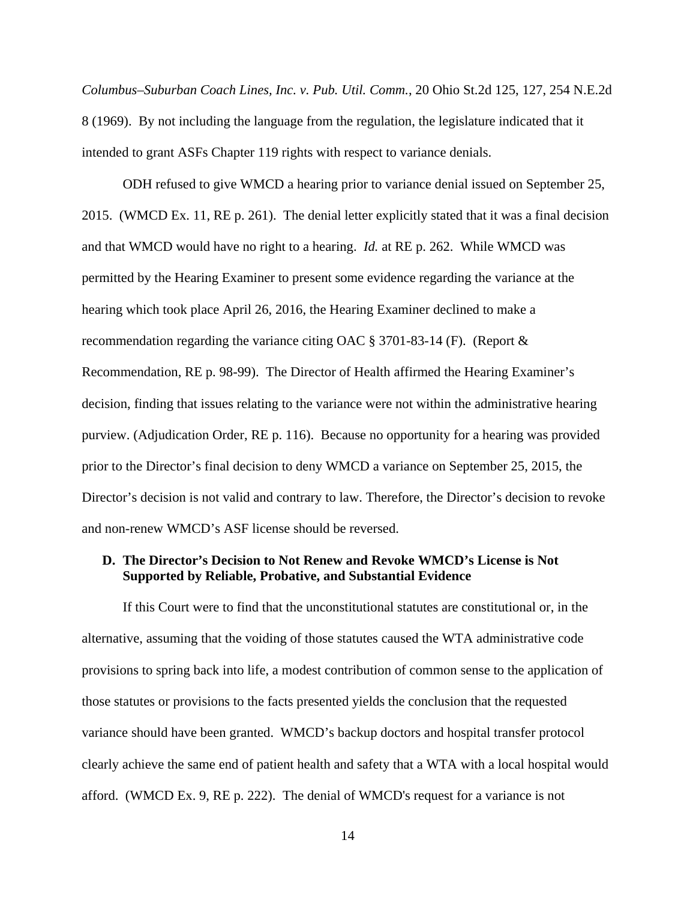*Columbus–Suburban Coach Lines, Inc. v. Pub. Util. Comm.*, 20 Ohio St.2d 125, 127, 254 N.E.2d 8 (1969). By not including the language from the regulation, the legislature indicated that it intended to grant ASFs Chapter 119 rights with respect to variance denials.

ODH refused to give WMCD a hearing prior to variance denial issued on September 25, 2015. (WMCD Ex. 11, RE p. 261). The denial letter explicitly stated that it was a final decision and that WMCD would have no right to a hearing. *Id.* at RE p. 262. While WMCD was permitted by the Hearing Examiner to present some evidence regarding the variance at the hearing which took place April 26, 2016, the Hearing Examiner declined to make a recommendation regarding the variance citing OAC § 3701-83-14 (F). (Report & Recommendation, RE p. 98-99). The Director of Health affirmed the Hearing Examiner's decision, finding that issues relating to the variance were not within the administrative hearing purview. (Adjudication Order, RE p. 116). Because no opportunity for a hearing was provided prior to the Director's final decision to deny WMCD a variance on September 25, 2015, the Director's decision is not valid and contrary to law. Therefore, the Director's decision to revoke and non-renew WMCD's ASF license should be reversed.

**D. The Director's Decision to Not Renew and Revoke WMCD's License is Not Supported by Reliable, Probative, and Substantial Evidence**

If this Court were to find that the unconstitutional statutes are constitutional or, in the alternative, assuming that the voiding of those statutes caused the WTA administrative code provisions to spring back into life, a modest contribution of common sense to the application of those statutes or provisions to the facts presented yields the conclusion that the requested variance should have been granted. WMCD's backup doctors and hospital transfer protocol clearly achieve the same end of patient health and safety that a WTA with a local hospital would afford. (WMCD Ex. 9, RE p. 222). The denial of WMCD's request for a variance is not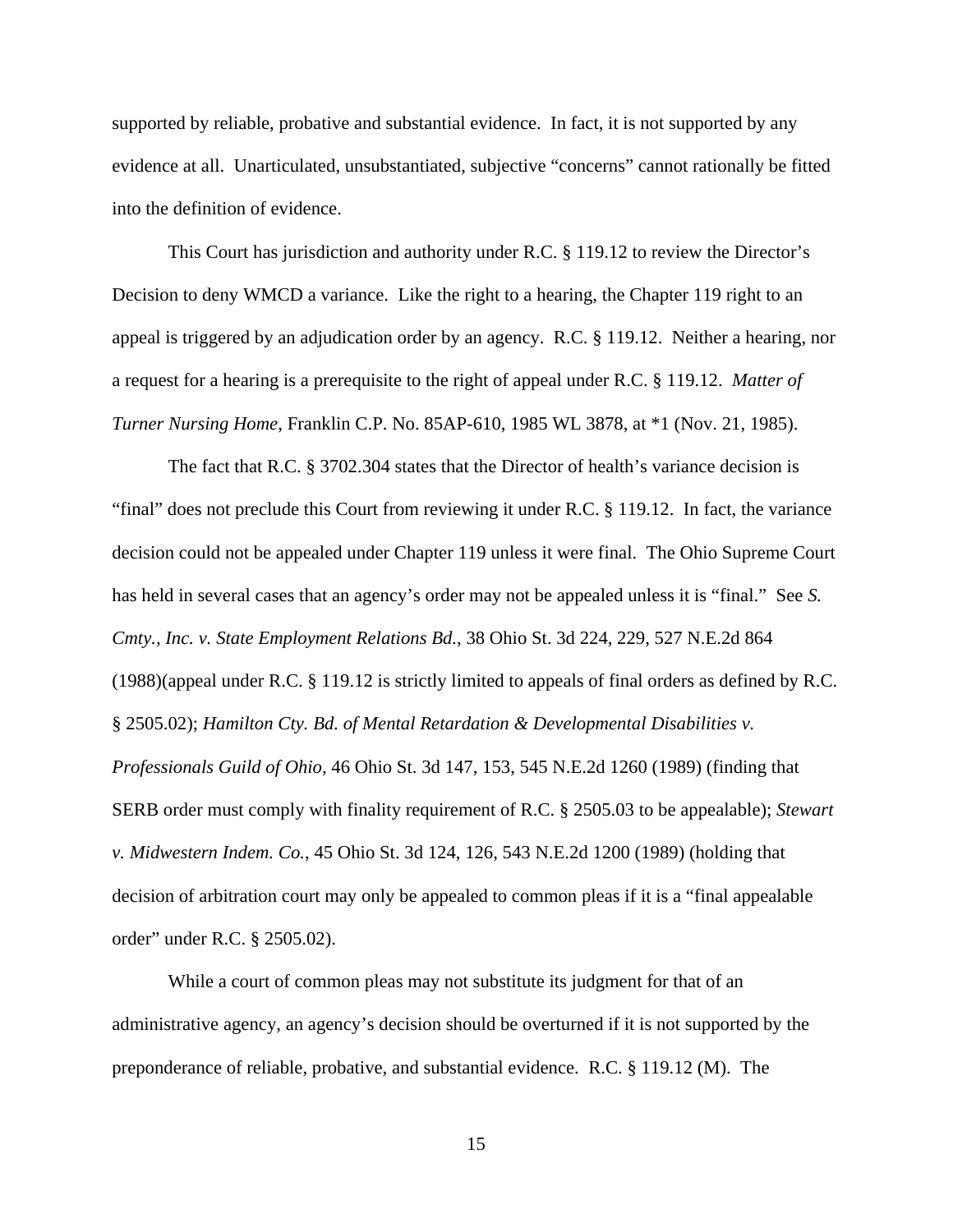supported by reliable, probative and substantial evidence. In fact, it is not supported by any evidence at all. Unarticulated, unsubstantiated, subjective "concerns" cannot rationally be fitted into the definition of evidence.

This Court has jurisdiction and authority under R.C. § 119.12 to review the Director's Decision to deny WMCD a variance. Like the right to a hearing, the Chapter 119 right to an appeal is triggered by an adjudication order by an agency. R.C. § 119.12. Neither a hearing, nor a request for a hearing is a prerequisite to the right of appeal under R.C. § 119.12. *Matter of Turner Nursing Home*, Franklin C.P. No. 85AP-610, 1985 WL 3878, at *1 (Nov. 21, 1985).

The fact that R.C. § 3702.304 states that the Director of health's variance decision is "final" does not preclude this Court from reviewing it under R.C. § 119.12. In fact, the variance decision could not be appealed under Chapter 119 unless it were final. The Ohio Supreme Court has held in several cases that an agency's order may not be appealed unless it is "final." See *S. Cmty., Inc. v. State Employment Relations Bd.*, 38 Ohio St. 3d 224, 229, 527 N.E.2d 864 (1988)(appeal under R.C. § 119.12 is strictly limited to appeals of final orders as defined by R.C. § 2505.02); *Hamilton Cty. Bd. of Mental Retardation & Developmental Disabilities v. Professionals Guild of Ohio*, 46 Ohio St. 3d 147, 153, 545 N.E.2d 1260 (1989) (finding that SERB order must comply with finality requirement of R.C. § 2505.03 to be appealable); *Stewart v. Midwestern Indem. Co.*, 45 Ohio St. 3d 124, 126, 543 N.E.2d 1200 (1989) (holding that decision of arbitration court may only be appealed to common pleas if it is a "final appealable order" under R.C. § 2505.02).

While a court of common pleas may not substitute its judgment for that of an administrative agency, an agency's decision should be overturned if it is not supported by the preponderance of reliable, probative, and substantial evidence. R.C. § 119.12 (M). The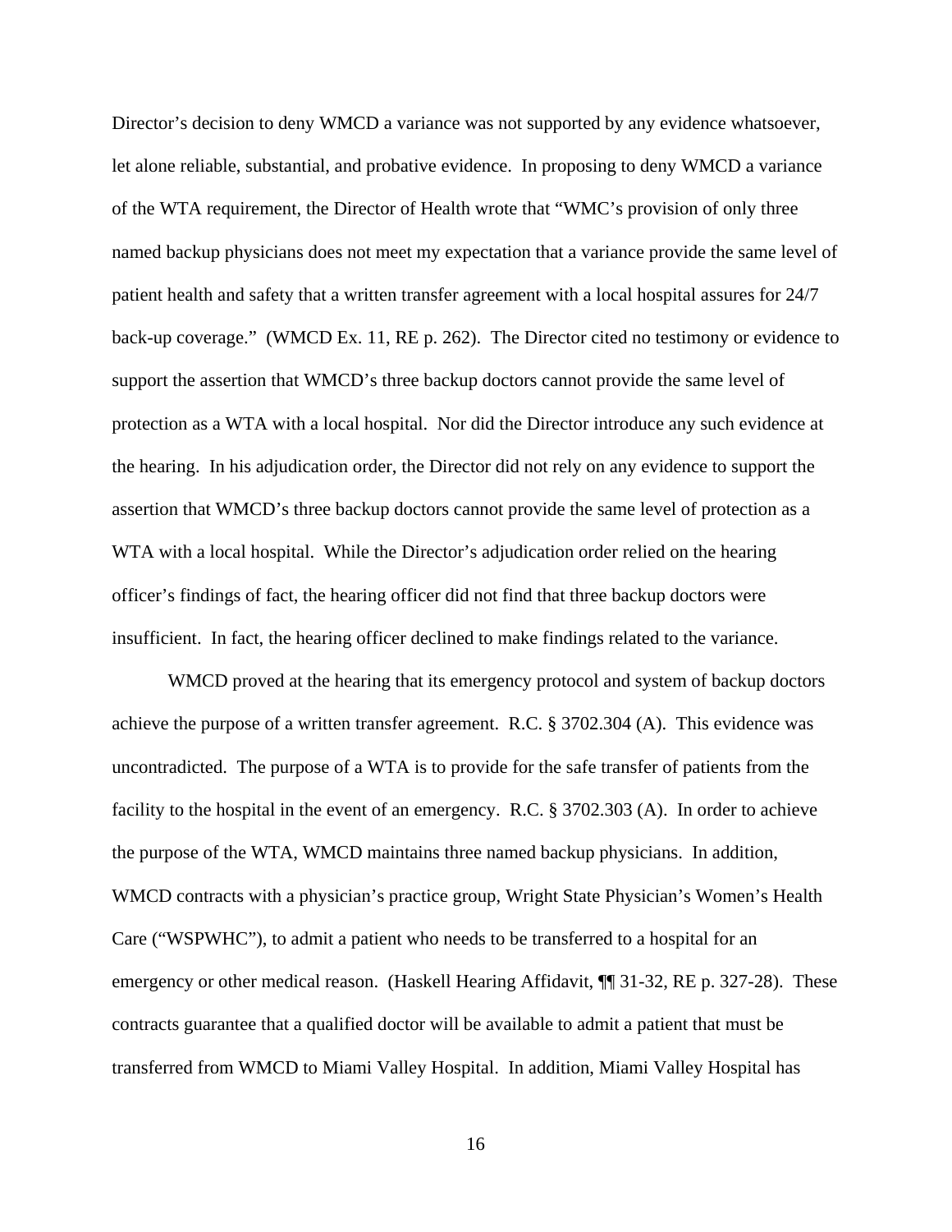Director's decision to deny WMCD a variance was not supported by any evidence whatsoever, let alone reliable, substantial, and probative evidence. In proposing to deny WMCD a variance of the WTA requirement, the Director of Health wrote that "WMC's provision of only three named backup physicians does not meet my expectation that a variance provide the same level of patient health and safety that a written transfer agreement with a local hospital assures for 24/7 back-up coverage." (WMCD Ex. 11, RE p. 262). The Director cited no testimony or evidence to support the assertion that WMCD's three backup doctors cannot provide the same level of protection as a WTA with a local hospital. Nor did the Director introduce any such evidence at the hearing. In his adjudication order, the Director did not rely on any evidence to support the assertion that WMCD's three backup doctors cannot provide the same level of protection as a WTA with a local hospital. While the Director's adjudication order relied on the hearing officer's findings of fact, the hearing officer did not find that three backup doctors were insufficient. In fact, the hearing officer declined to make findings related to the variance.

WMCD proved at the hearing that its emergency protocol and system of backup doctors achieve the purpose of a written transfer agreement. R.C. § 3702.304 (A). This evidence was uncontradicted. The purpose of a WTA is to provide for the safe transfer of patients from the facility to the hospital in the event of an emergency. R.C. § 3702.303 (A). In order to achieve the purpose of the WTA, WMCD maintains three named backup physicians. In addition, WMCD contracts with a physician's practice group, Wright State Physician's Women's Health Care ("WSPWHC"), to admit a patient who needs to be transferred to a hospital for an emergency or other medical reason. (Haskell Hearing Affidavit, ¶¶ 31-32, RE p. 327-28). These contracts guarantee that a qualified doctor will be available to admit a patient that must be transferred from WMCD to Miami Valley Hospital. In addition, Miami Valley Hospital has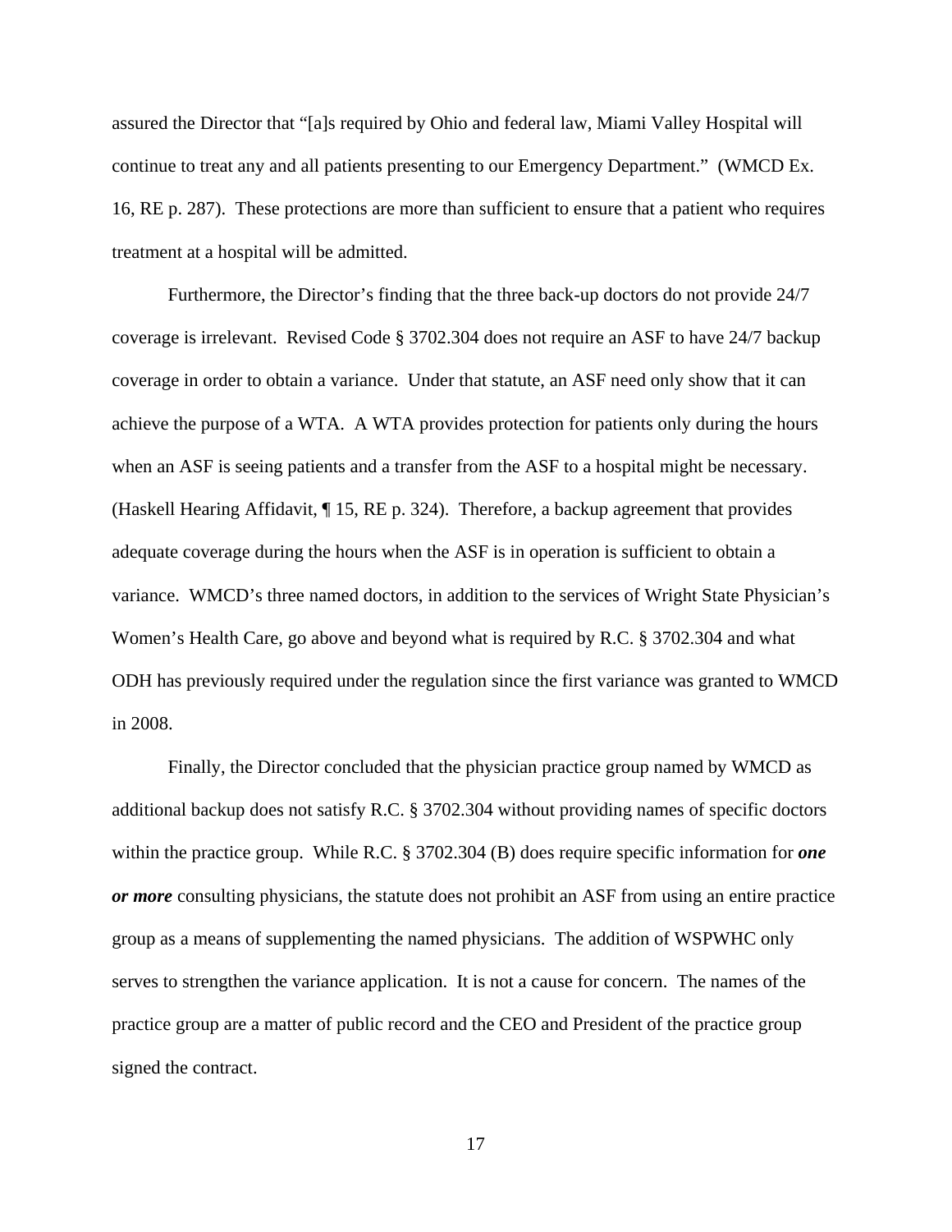assured the Director that "[a]s required by Ohio and federal law, Miami Valley Hospital will continue to treat any and all patients presenting to our Emergency Department." (WMCD Ex. 16, RE p. 287). These protections are more than sufficient to ensure that a patient who requires treatment at a hospital will be admitted.

Furthermore, the Director's finding that the three back-up doctors do not provide 24/7 coverage is irrelevant. Revised Code § 3702.304 does not require an ASF to have 24/7 backup coverage in order to obtain a variance. Under that statute, an ASF need only show that it can achieve the purpose of a WTA. A WTA provides protection for patients only during the hours when an ASF is seeing patients and a transfer from the ASF to a hospital might be necessary. (Haskell Hearing Affidavit, ¶ 15, RE p. 324). Therefore, a backup agreement that provides adequate coverage during the hours when the ASF is in operation is sufficient to obtain a variance. WMCD's three named doctors, in addition to the services of Wright State Physician's Women's Health Care, go above and beyond what is required by R.C. § 3702.304 and what ODH has previously required under the regulation since the first variance was granted to WMCD in 2008.

Finally, the Director concluded that the physician practice group named by WMCD as additional backup does not satisfy R.C. § 3702.304 without providing names of specific doctors within the practice group. While R.C. § 3702.304 (B) does require specific information for ***one or more*** consulting physicians, the statute does not prohibit an ASF from using an entire practice group as a means of supplementing the named physicians. The addition of WSPWHC only serves to strengthen the variance application. It is not a cause for concern. The names of the practice group are a matter of public record and the CEO and President of the practice group signed the contract.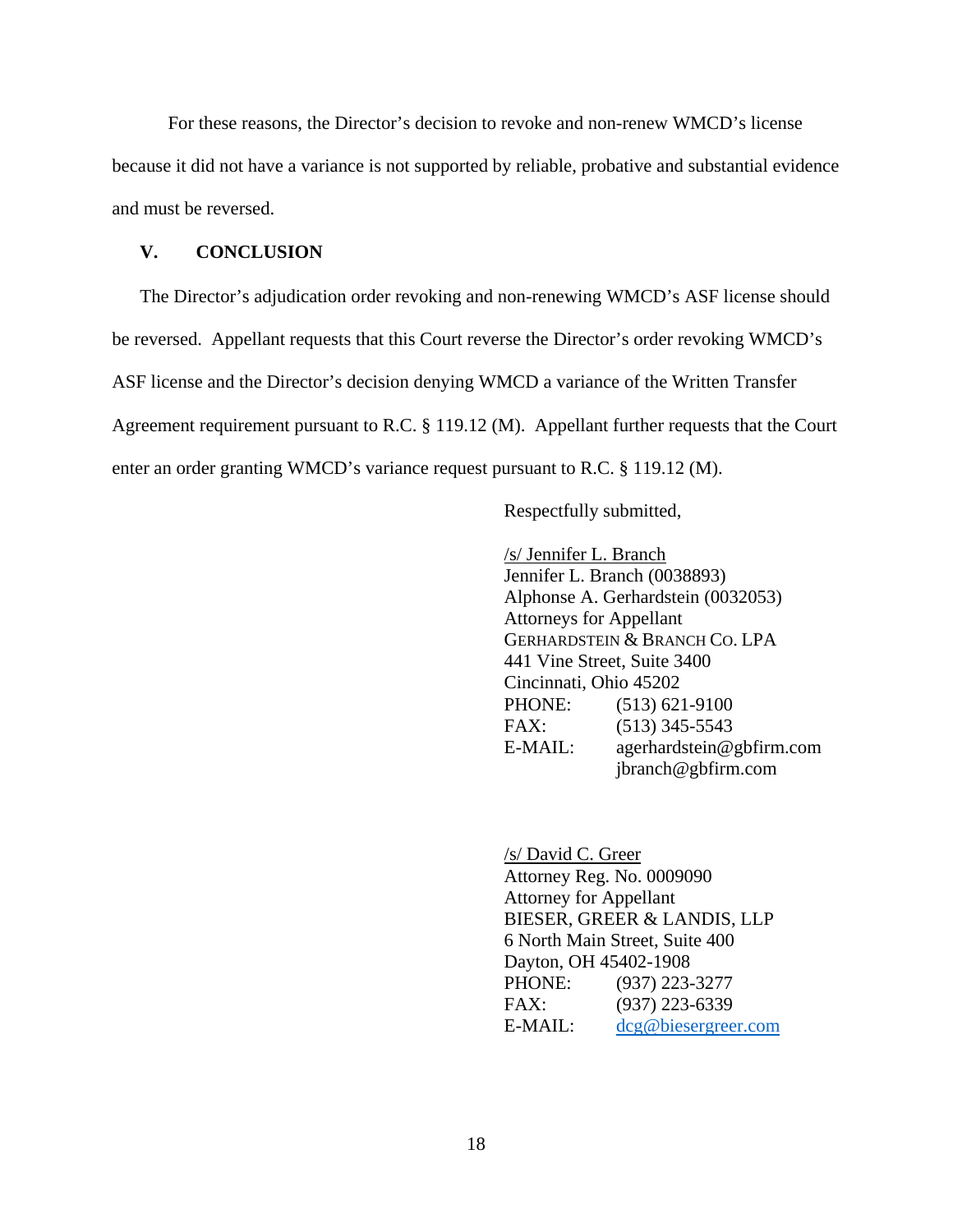For these reasons, the Director's decision to revoke and non-renew WMCD's license because it did not have a variance is not supported by reliable, probative and substantial evidence and must be reversed.

## V. CONCLUSION

The Director's adjudication order revoking and non-renewing WMCD's ASF license should be reversed. Appellant requests that this Court reverse the Director's order revoking WMCD's ASF license and the Director's decision denying WMCD a variance of the Written Transfer Agreement requirement pursuant to R.C. § 119.12 (M). Appellant further requests that the Court enter an order granting WMCD's variance request pursuant to R.C. § 119.12 (M).

Respectfully submitted,

/s/ Jennifer L. Branch
Jennifer L. Branch (0038893)
Alphonse A. Gerhardstein (0032053)
Attorneys for Appellant
GERHARDSTEIN & BRANCH CO. LPA
441 Vine Street, Suite 3400
Cincinnati, Ohio 45202
PHONE: (513) 621-9100
FAX: (513) 345-5543
E-MAIL: agerhardstein@gbfirm.com
jbranch@gbfirm.com

/s/ David C. Greer
Attorney Reg. No. 0009090
Attorney for Appellant
BIESER, GREER & LANDIS, LLP
6 North Main Street, Suite 400
Dayton, OH 45402-1908
PHONE: (937) 223-3277
FAX: (937) 223-6339
E-MAIL: dcg@biesergreer.com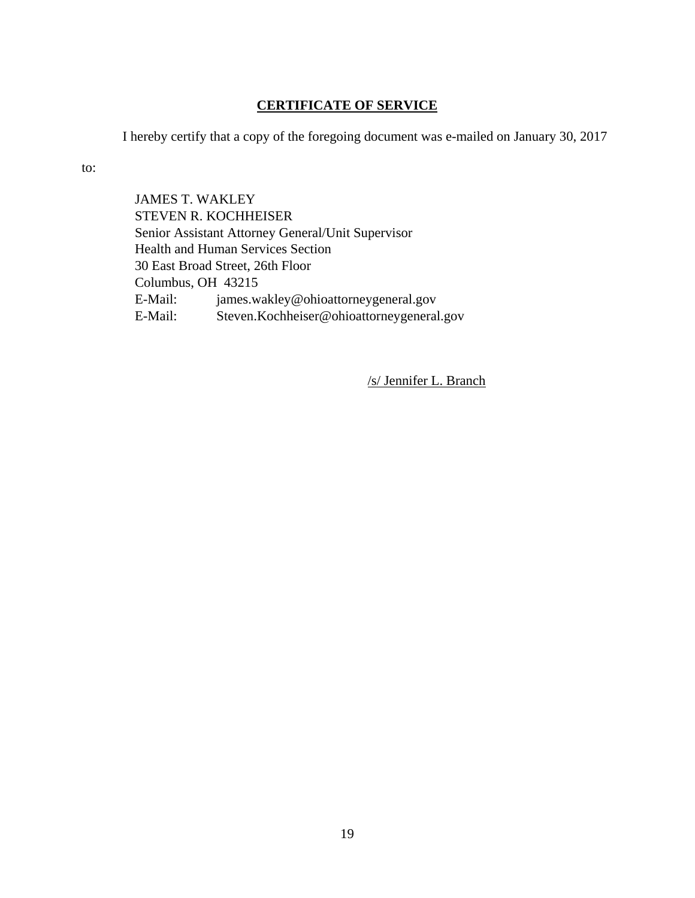## CERTIFICATE OF SERVICE

I hereby certify that a copy of the foregoing document was e-mailed on January 30, 2017 to:

JAMES T. WAKLEY
STEVEN R. KOCHHEISER
Senior Assistant Attorney General/Unit Supervisor
Health and Human Services Section
30 East Broad Street, 26th Floor
Columbus, OH 43215
E-Mail: james.wakley@ohioattorneygeneral.gov
E-Mail: Steven.Kochheiser@ohioattorneygeneral.gov

/s/ Jennifer L. Branch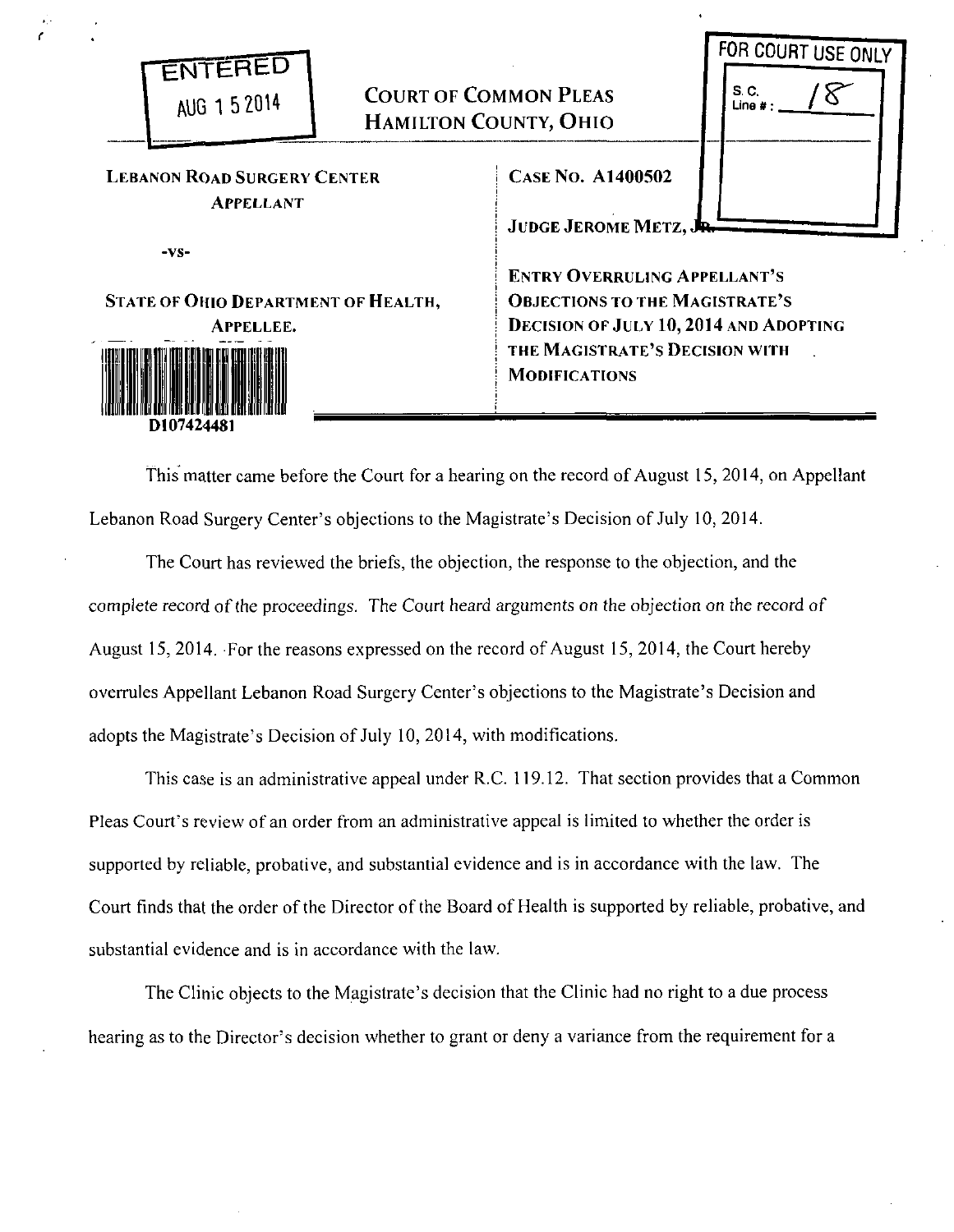ENTERED
AUG 1 5 2014

FOR COURT USE ONLY
S.C. Line #: 18

**COURT OF COMMON PLEAS**
**HAMILTON COUNTY, OHIO**

**LEBANON ROAD SURGERY CENTER**
**APPELLANT**

-VS-

**STATE OF OHIO DEPARTMENT OF HEALTH,**
**APPELLEE.**

D107424481

**CASE NO. A1400502**

**JUDGE JEROME METZ, JR.**

**ENTRY OVERRULING APPELLANT'S OBJECTIONS TO THE MAGISTRATE'S DECISION OF JULY 10, 2014 AND ADOPTING THE MAGISTRATE'S DECISION WITH MODIFICATIONS**

---

This matter came before the Court for a hearing on the record of August 15, 2014, on Appellant Lebanon Road Surgery Center's objections to the Magistrate's Decision of July 10, 2014.

The Court has reviewed the briefs, the objection, the response to the objection, and the complete record of the proceedings. The Court heard arguments on the objection on the record of August 15, 2014. For the reasons expressed on the record of August 15, 2014, the Court hereby overrules Appellant Lebanon Road Surgery Center's objections to the Magistrate's Decision and adopts the Magistrate's Decision of July 10, 2014, with modifications.

This case is an administrative appeal under R.C. 119.12. That section provides that a Common Pleas Court's review of an order from an administrative appeal is limited to whether the order is supported by reliable, probative, and substantial evidence and is in accordance with the law. The Court finds that the order of the Director of the Board of Health is supported by reliable, probative, and substantial evidence and is in accordance with the law.

The Clinic objects to the Magistrate's decision that the Clinic had no right to a due process hearing as to the Director's decision whether to grant or deny a variance from the requirement for a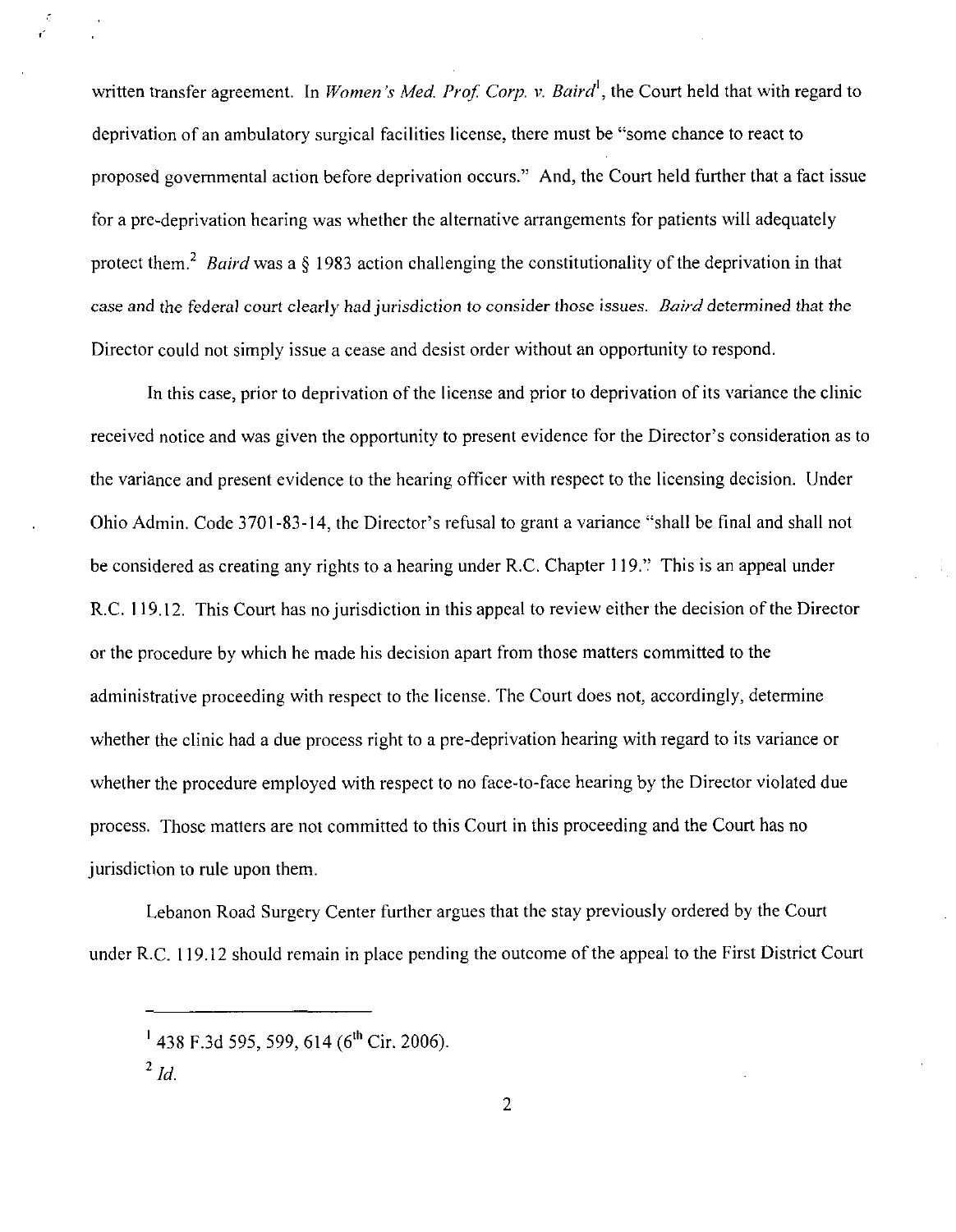written transfer agreement. In *Women's Med. Prof. Corp. v. Baird*[1], the Court held that with regard to deprivation of an ambulatory surgical facilities license, there must be "some chance to react to proposed governmental action before deprivation occurs." And, the Court held further that a fact issue for a pre-deprivation hearing was whether the alternative arrangements for patients will adequately protect them.[2] *Baird* was a § 1983 action challenging the constitutionality of the deprivation in that case and the federal court clearly had jurisdiction to consider those issues. *Baird* determined that the Director could not simply issue a cease and desist order without an opportunity to respond.

In this case, prior to deprivation of the license and prior to deprivation of its variance the clinic received notice and was given the opportunity to present evidence for the Director's consideration as to the variance and present evidence to the hearing officer with respect to the licensing decision. Under Ohio Admin. Code 3701-83-14, the Director's refusal to grant a variance "shall be final and shall not be considered as creating any rights to a hearing under R.C. Chapter 119." This is an appeal under R.C. 119.12. This Court has no jurisdiction in this appeal to review either the decision of the Director or the procedure by which he made his decision apart from those matters committed to the administrative proceeding with respect to the license. The Court does not, accordingly, determine whether the clinic had a due process right to a pre-deprivation hearing with regard to its variance or whether the procedure employed with respect to no face-to-face hearing by the Director violated due process. Those matters are not committed to this Court in this proceeding and the Court has no jurisdiction to rule upon them.

Lebanon Road Surgery Center further argues that the stay previously ordered by the Court under R.C. 119.12 should remain in place pending the outcome of the appeal to the First District Court

---

[1] 438 F.3d 595, 599, 614 (6th Cir. 2006).

[2] *Id.*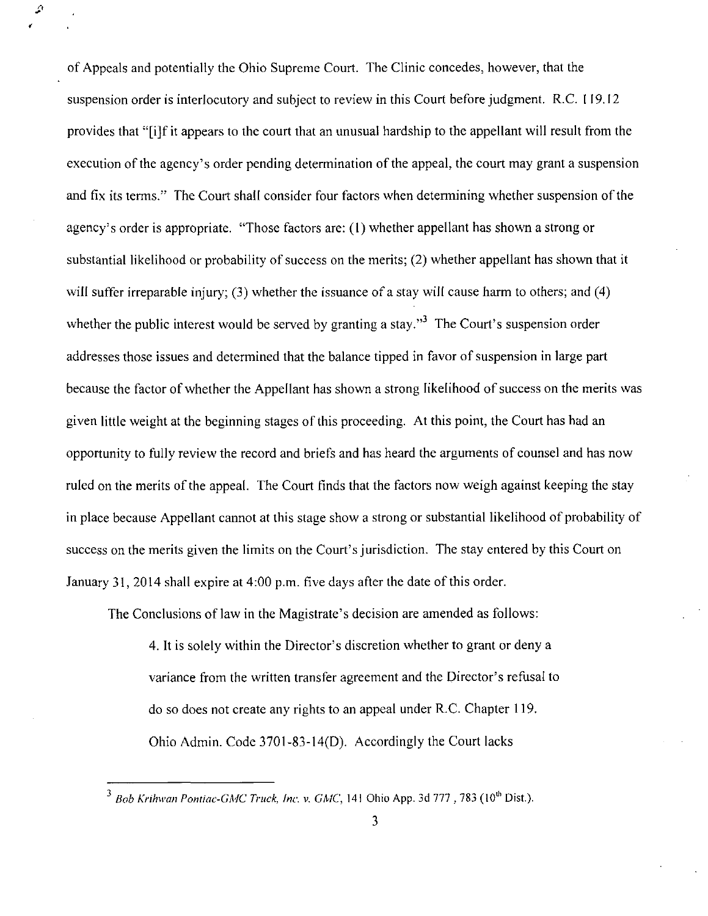of Appeals and potentially the Ohio Supreme Court. The Clinic concedes, however, that the suspension order is interlocutory and subject to review in this Court before judgment. R.C. 119.12 provides that "[i]f it appears to the court that an unusual hardship to the appellant will result from the execution of the agency's order pending determination of the appeal, the court may grant a suspension and fix its terms." The Court shall consider four factors when determining whether suspension of the agency's order is appropriate. "Those factors are: (1) whether appellant has shown a strong or substantial likelihood or probability of success on the merits; (2) whether appellant has shown that it will suffer irreparable injury; (3) whether the issuance of a stay will cause harm to others; and (4) whether the public interest would be served by granting a stay."[3] The Court's suspension order addresses those issues and determined that the balance tipped in favor of suspension in large part because the factor of whether the Appellant has shown a strong likelihood of success on the merits was given little weight at the beginning stages of this proceeding. At this point, the Court has had an opportunity to fully review the record and briefs and has heard the arguments of counsel and has now ruled on the merits of the appeal. The Court finds that the factors now weigh against keeping the stay in place because Appellant cannot at this stage show a strong or substantial likelihood of probability of success on the merits given the limits on the Court's jurisdiction. The stay entered by this Court on January 31, 2014 shall expire at 4:00 p.m. five days after the date of this order.

The Conclusions of law in the Magistrate's decision are amended as follows:

> 4. It is solely within the Director's discretion whether to grant or deny a variance from the written transfer agreement and the Director's refusal to do so does not create any rights to an appeal under R.C. Chapter 119. Ohio Admin. Code 3701-83-14(D). Accordingly the Court lacks

---

[3] *Bob Krihwan Pontiac-GMC Truck, Inc. v. GMC*, 141 Ohio App. 3d 777, 783 (10th Dist.).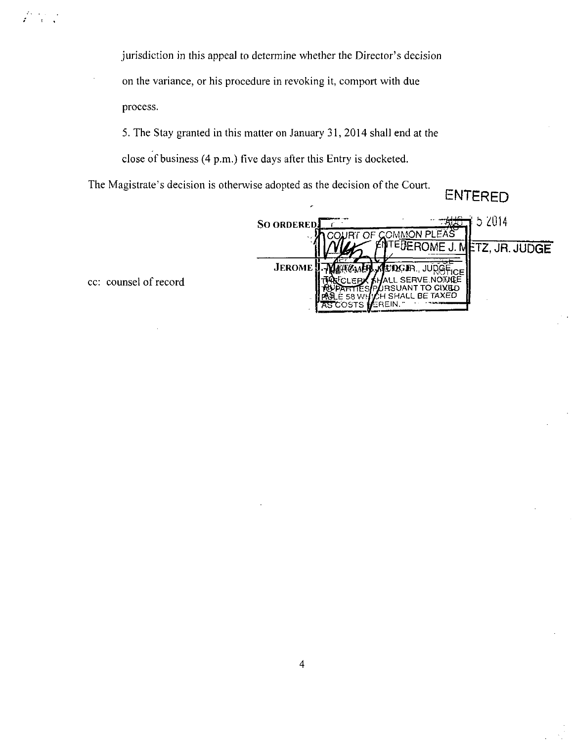jurisdiction in this appeal to determine whether the Director's decision on the variance, or his procedure in revoking it, comport with due process.

5. The Stay granted in this matter on January 31, 2014 shall end at the close of business (4 p.m.) five days after this Entry is docketed.

The Magistrate's decision is otherwise adopted as the decision of the Court.

ENTERED

AUG 15 2014

COURT OF COMMON PLEAS

JEROME J. METZ, JR. JUDGE

SO ORDERED.

JEROME J. METZ, JR., JUDGE

"THE CLERK SHALL SERVE NOTICE TO PARTIES PURSUANT TO CIVIL RULE 58 WHICH SHALL BE TAXED AS COSTS HEREIN."

cc: counsel of record